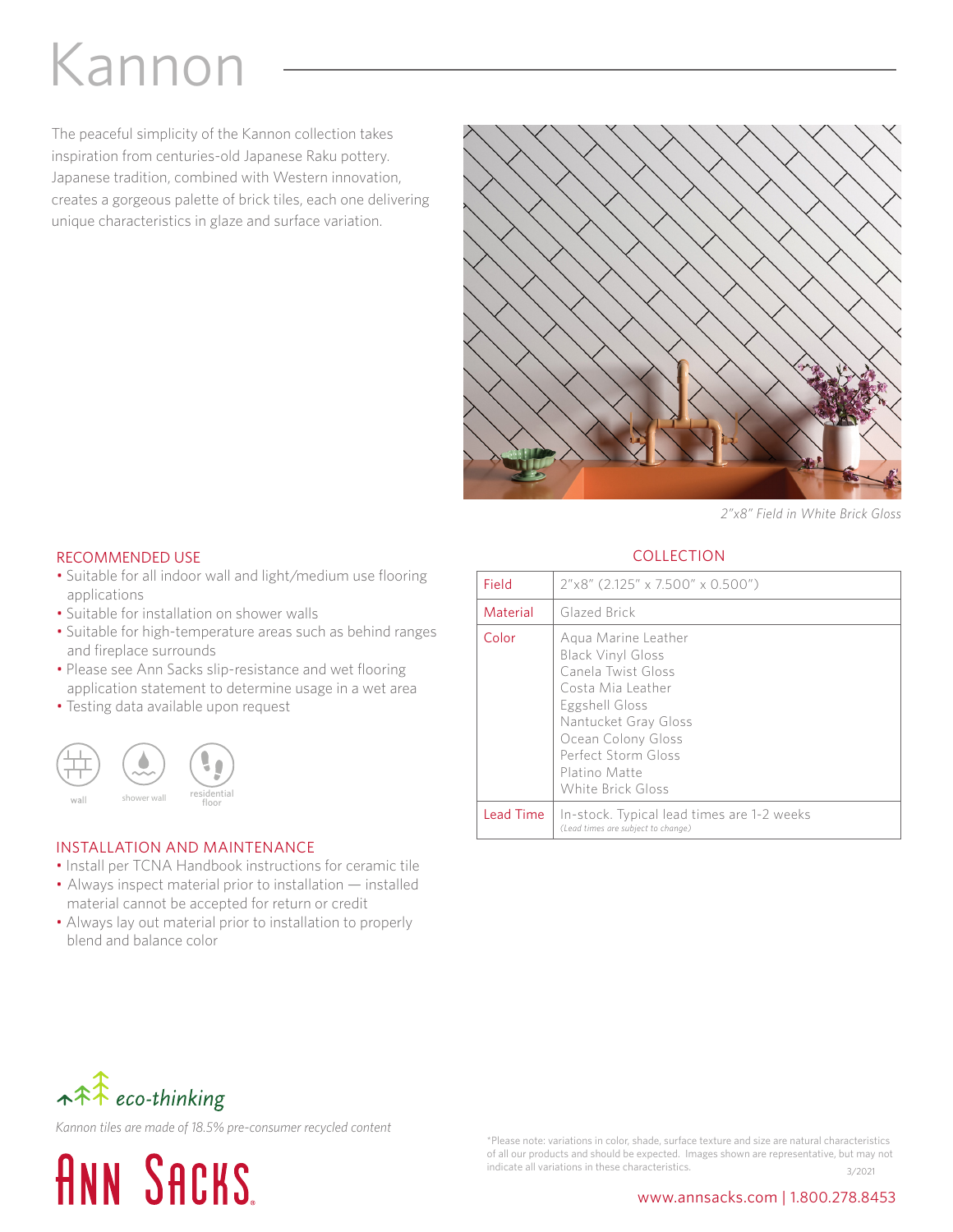# Kannon

The peaceful simplicity of the Kannon collection takes inspiration from centuries-old Japanese Raku pottery. Japanese tradition, combined with Western innovation, creates a gorgeous palette of brick tiles, each one delivering unique characteristics in glaze and surface variation.

*2"x8" Field in White Brick Gloss*

## RECOMMENDED USE

- Suitable for all indoor wall and light/medium use flooring applications
- Suitable for installation on shower walls
- Suitable for high-temperature areas such as behind ranges and fireplace surrounds
- Please see Ann Sacks slip-resistance and wet flooring application statement to determine usage in a wet area
- Testing data available upon request

wall | shower wall | residential floor

## INSTALLATION AND MAINTENANCE

- Install per TCNA Handbook instructions for ceramic tile
- Always inspect material prior to installation — installed material cannot be accepted for return or credit
- Always lay out material prior to installation to properly blend and balance color

## COLLECTION

| | |
|---|---|
| Field | 2"x8" (2.125" x 7.500" x 0.500") |
| Material | Glazed Brick |
| Color | Aqua Marine Leather<br>Black Vinyl Gloss<br>Canela Twist Gloss<br>Costa Mia Leather<br>Eggshell Gloss<br>Nantucket Gray Gloss<br>Ocean Colony Gloss<br>Perfect Storm Gloss<br>Platino Matte<br>White Brick Gloss |
| Lead Time | In-stock. Typical lead times are 1-2 weeks<br>*(Lead times are subject to change)* |

*eco-thinking*

*Kannon tiles are made of 18.5% pre-consumer recycled content*

ANN SACKS

*Please note: variations in color, shade, surface texture and size are natural characteristics of all our products and should be expected. Images shown are representative, but may not indicate all variations in these characteristics.

3/2021

www.annsacks.com | 1.800.278.8453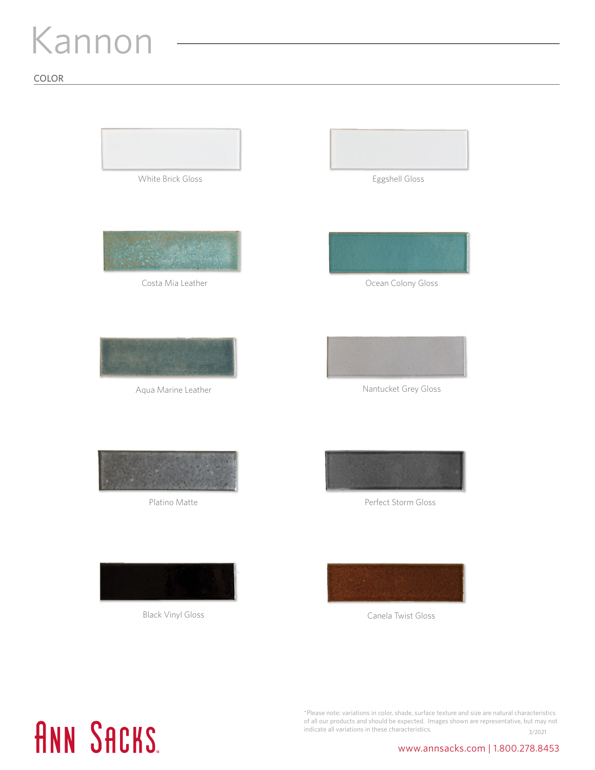# Kannon

## COLOR

White Brick Gloss

Eggshell Gloss

Costa Mia Leather

Ocean Colony Gloss

Aqua Marine Leather

Nantucket Grey Gloss

Platino Matte

Perfect Storm Gloss

Black Vinyl Gloss

Canela Twist Gloss

ANN SACKS

*Please note: variations in color, shade, surface texture and size are natural characteristics of all our products and should be expected. Images shown are representative, but may not indicate all variations in these characteristics.

3/2021

www.annsacks.com | 1.800.278.8453